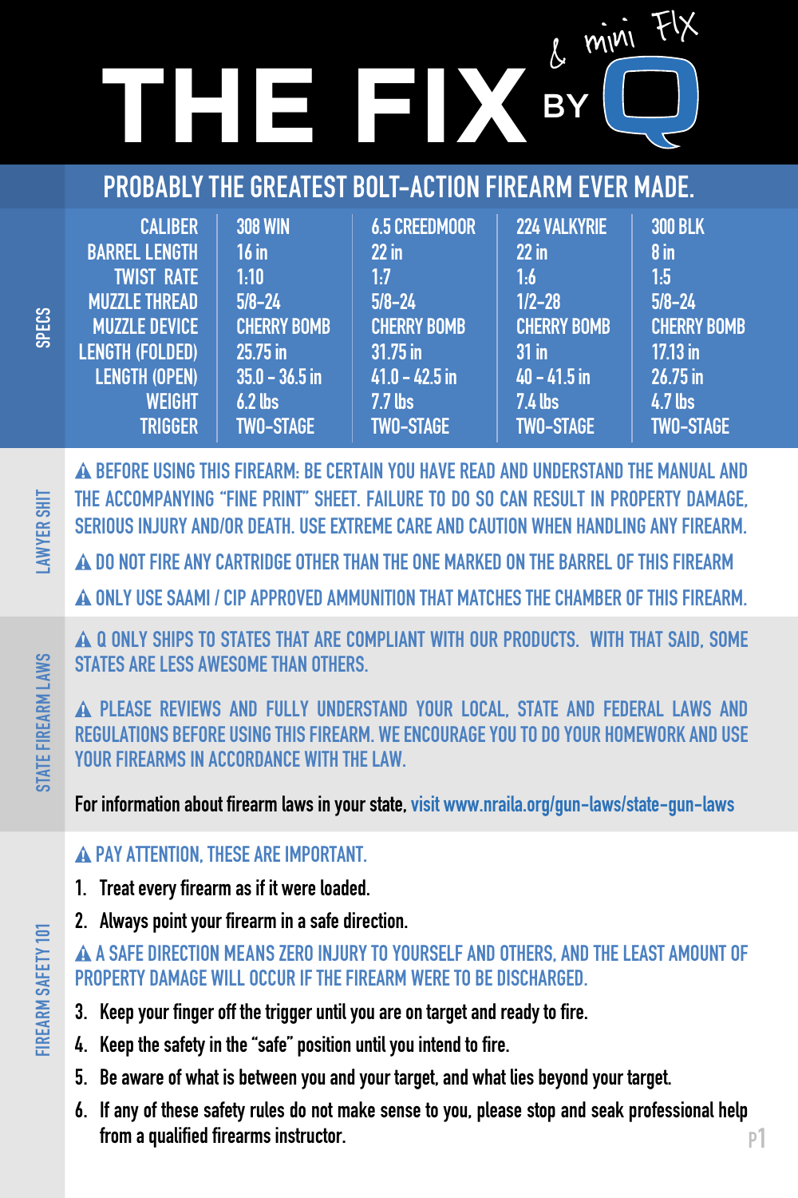# THE FIX BY Q & mini FIX

## PROBABLY THE GREATEST BOLT-ACTION FIREARM EVER MADE.

### SPECS

| | | | | |
|---|---|---|---|---|
| CALIBER | 308 WIN | 6.5 CREEDMOOR | 224 VALKYRIE | 300 BLK |
| BARREL LENGTH | 16 in | 22 in | 22 in | 8 in |
| TWIST RATE | 1:10 | 1:7 | 1:6 | 1:5 |
| MUZZLE THREAD | 5/8-24 | 5/8-24 | 1/2-28 | 5/8-24 |
| MUZZLE DEVICE | CHERRY BOMB | CHERRY BOMB | CHERRY BOMB | CHERRY BOMB |
| LENGTH (FOLDED) | 25.75 in | 31.75 in | 31 in | 17.13 in |
| LENGTH (OPEN) | 35.0 - 36.5 in | 41.0 - 42.5 in | 40 - 41.5 in | 26.75 in |
| WEIGHT | 6.2 lbs | 7.7 lbs | 7.4 lbs | 4.7 lbs |
| TRIGGER | TWO-STAGE | TWO-STAGE | TWO-STAGE | TWO-STAGE |

### LAWYER SHIT

⚠ BEFORE USING THIS FIREARM: BE CERTAIN YOU HAVE READ AND UNDERSTAND THE MANUAL AND THE ACCOMPANYING "FINE PRINT" SHEET. FAILURE TO DO SO CAN RESULT IN PROPERTY DAMAGE, SERIOUS INJURY AND/OR DEATH. USE EXTREME CARE AND CAUTION WHEN HANDLING ANY FIREARM.

⚠ DO NOT FIRE ANY CARTRIDGE OTHER THAN THE ONE MARKED ON THE BARREL OF THIS FIREARM

⚠ ONLY USE SAAMI / CIP APPROVED AMMUNITION THAT MATCHES THE CHAMBER OF THIS FIREARM.

### STATE FIREARM LAWS

⚠ Q ONLY SHIPS TO STATES THAT ARE COMPLIANT WITH OUR PRODUCTS. WITH THAT SAID, SOME STATES ARE LESS AWESOME THAN OTHERS.

⚠ PLEASE REVIEWS AND FULLY UNDERSTAND YOUR LOCAL, STATE AND FEDERAL LAWS AND REGULATIONS BEFORE USING THIS FIREARM. WE ENCOURAGE YOU TO DO YOUR HOMEWORK AND USE YOUR FIREARMS IN ACCORDANCE WITH THE LAW.

**For information about firearm laws in your state, visit www.nraila.org/gun-laws/state-gun-laws**

### FIREARM SAFETY 101

⚠ PAY ATTENTION, THESE ARE IMPORTANT.

1. Treat every firearm as if it were loaded.
2. Always point your firearm in a safe direction.

⚠ A SAFE DIRECTION MEANS ZERO INJURY TO YOURSELF AND OTHERS, AND THE LEAST AMOUNT OF PROPERTY DAMAGE WILL OCCUR IF THE FIREARM WERE TO BE DISCHARGED.

3. Keep your finger off the trigger until you are on target and ready to fire.
4. Keep the safety in the "safe" position until you intend to fire.
5. Be aware of what is between you and your target, and what lies beyond your target.
6. If any of these safety rules do not make sense to you, please stop and seak professional help from a qualified firearms instructor.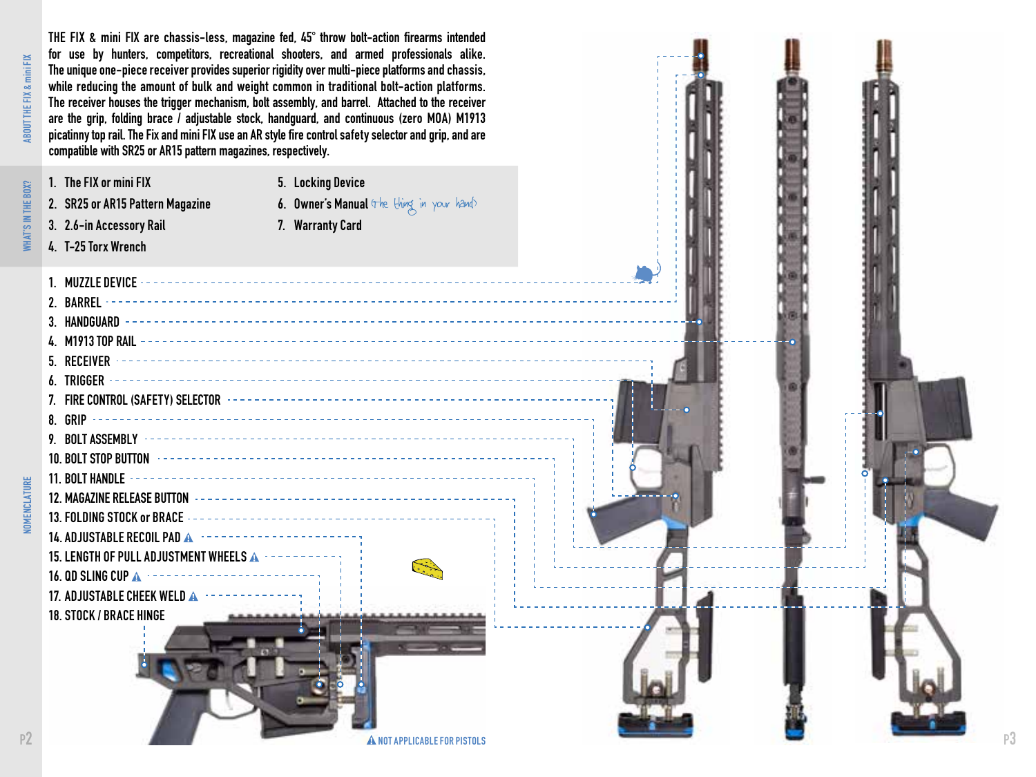THE FIX & mini FIX are chassis-less, magazine fed, 45° throw bolt-action firearms intended for use by hunters, competitors, recreational shooters, and armed professionals alike. The unique one-piece receiver provides superior rigidity over multi-piece platforms and chassis, while reducing the amount of bulk and weight common in traditional bolt-action platforms. The receiver houses the trigger mechanism, bolt assembly, and barrel. Attached to the receiver are the grip, folding brace / adjustable stock, handguard, and continuous (zero MOA) M1913 picatinny top rail. The Fix and mini FIX use an AR style fire control safety selector and grip, and are compatible with SR25 or AR15 pattern magazines, respectively.

## What's in the Box?

1. The FIX or mini FIX
2. SR25 or AR15 Pattern Magazine
3. 2.6-in Accessory Rail
4. T-25 Torx Wrench
5. Locking Device
6. Owner's Manual *(the thing in your hand)*
7. Warranty Card

## Nomenclature

1. MUZZLE DEVICE
2. BARREL
3. HANDGUARD
4. M1913 TOP RAIL
5. RECEIVER
6. TRIGGER
7. FIRE CONTROL (SAFETY) SELECTOR
8. GRIP
9. BOLT ASSEMBLY
10. BOLT STOP BUTTON
11. BOLT HANDLE
12. MAGAZINE RELEASE BUTTON
13. FOLDING STOCK or BRACE
14. ADJUSTABLE RECOIL PAD ⚠
15. LENGTH OF PULL ADJUSTMENT WHEELS ⚠
16. QD SLING CUP ⚠
17. ADJUSTABLE CHEEK WELD ⚠
18. STOCK / BRACE HINGE

⚠ NOT APPLICABLE FOR PISTOLS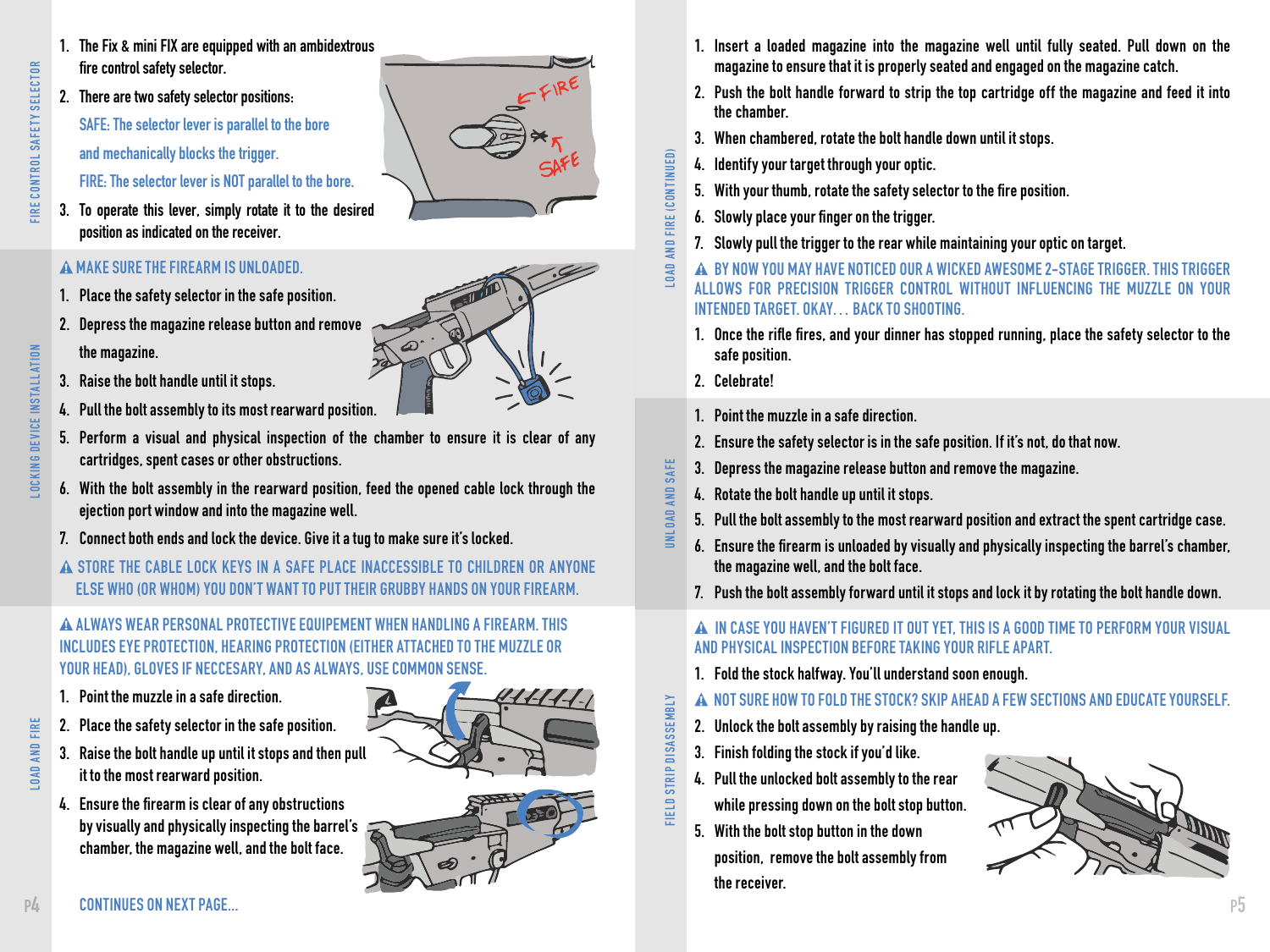## FIRE CONTROL SAFETY SELECTOR

1. The Fix & mini FIX are equipped with an ambidextrous fire control safety selector.
2. There are two safety selector positions:

   SAFE: The selector lever is parallel to the bore and mechanically blocks the trigger.

   FIRE: The selector lever is NOT parallel to the bore.
3. To operate this lever, simply rotate it to the desired position as indicated on the receiver.

## LOCKING DEVICE INSTALLATION

⚠ MAKE SURE THE FIREARM IS UNLOADED.

1. Place the safety selector in the safe position.
2. Depress the magazine release button and remove the magazine.
3. Raise the bolt handle until it stops.
4. Pull the bolt assembly to its most rearward position.
5. Perform a visual and physical inspection of the chamber to ensure it is clear of any cartridges, spent cases or other obstructions.
6. With the bolt assembly in the rearward position, feed the opened cable lock through the ejection port window and into the magazine well.
7. Connect both ends and lock the device. Give it a tug to make sure it's locked.

⚠ STORE THE CABLE LOCK KEYS IN A SAFE PLACE INACCESSIBLE TO CHILDREN OR ANYONE ELSE WHO (OR WHOM) YOU DON'T WANT TO PUT THEIR GRUBBY HANDS ON YOUR FIREARM.

## LOAD AND FIRE

⚠ ALWAYS WEAR PERSONAL PROTECTIVE EQUIPEMENT WHEN HANDLING A FIREARM. THIS INCLUDES EYE PROTECTION, HEARING PROTECTION (EITHER ATTACHED TO THE MUZZLE OR YOUR HEAD), GLOVES IF NECCESARY, AND AS ALWAYS, USE COMMON SENSE.

1. Point the muzzle in a safe direction.
2. Place the safety selector in the safe position.
3. Raise the bolt handle up until it stops and then pull it to the most rearward position.
4. Ensure the firearm is clear of any obstructions by visually and physically inspecting the barrel's chamber, the magazine well, and the bolt face.

CONTINUES ON NEXT PAGE...

## LOAD AND FIRE (CONTINUED)

1. Insert a loaded magazine into the magazine well until fully seated. Pull down on the magazine to ensure that it is properly seated and engaged on the magazine catch.
2. Push the bolt handle forward to strip the top cartridge off the magazine and feed it into the chamber.
3. When chambered, rotate the bolt handle down until it stops.
4. Identify your target through your optic.
5. With your thumb, rotate the safety selector to the fire position.
6. Slowly place your finger on the trigger.
7. Slowly pull the trigger to the rear while maintaining your optic on target.

⚠ BY NOW YOU MAY HAVE NOTICED OUR A WICKED AWESOME 2-STAGE TRIGGER. THIS TRIGGER ALLOWS FOR PRECISION TRIGGER CONTROL WITHOUT INFLUENCING THE MUZZLE ON YOUR INTENDED TARGET. OKAY... BACK TO SHOOTING.

1. Once the rifle fires, and your dinner has stopped running, place the safety selector to the safe position.
2. Celebrate!

## UNLOAD AND SAFE

1. Point the muzzle in a safe direction.
2. Ensure the safety selector is in the safe position. If it's not, do that now.
3. Depress the magazine release button and remove the magazine.
4. Rotate the bolt handle up until it stops.
5. Pull the bolt assembly to the most rearward position and extract the spent cartridge case.
6. Ensure the firearm is unloaded by visually and physically inspecting the barrel's chamber, the magazine well, and the bolt face.
7. Push the bolt assembly forward until it stops and lock it by rotating the bolt handle down.

## FIELD STRIP DISASSEMBLY

⚠ IN CASE YOU HAVEN'T FIGURED IT OUT YET, THIS IS A GOOD TIME TO PERFORM YOUR VISUAL AND PHYSICAL INSPECTION BEFORE TAKING YOUR RIFLE APART.

1. Fold the stock halfway. You'll understand soon enough.

⚠ NOT SURE HOW TO FOLD THE STOCK? SKIP AHEAD A FEW SECTIONS AND EDUCATE YOURSELF.

2. Unlock the bolt assembly by raising the handle up.
3. Finish folding the stock if you'd like.
4. Pull the unlocked bolt assembly to the rear while pressing down on the bolt stop button.
5. With the bolt stop button in the down position, remove the bolt assembly from the receiver.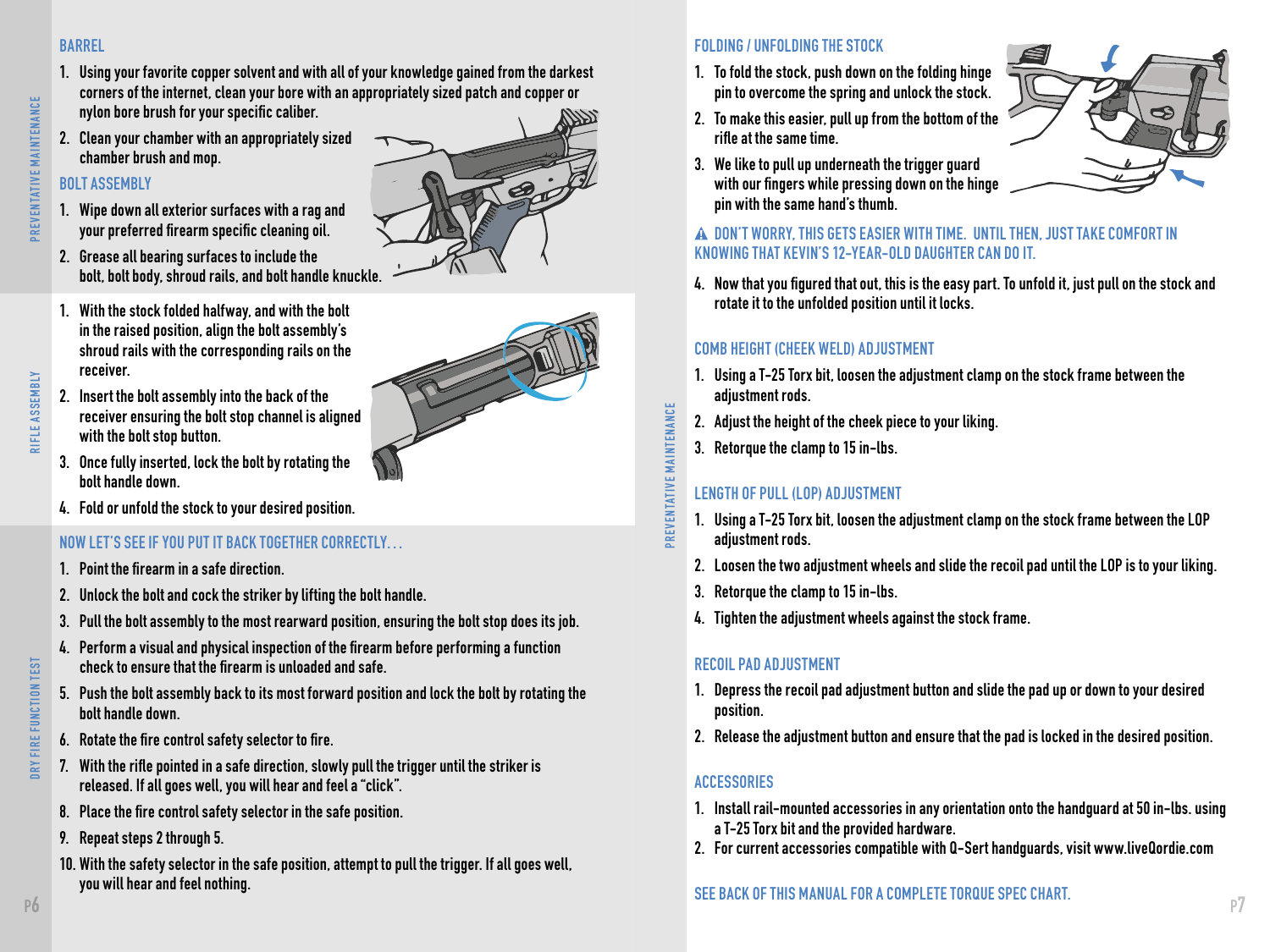## PREVENTATIVE MAINTENANCE

### BARREL

1. Using your favorite copper solvent and with all of your knowledge gained from the darkest corners of the internet, clean your bore with an appropriately sized patch and copper or nylon bore brush for your specific caliber.
2. Clean your chamber with an appropriately sized chamber brush and mop.

### BOLT ASSEMBLY

1. Wipe down all exterior surfaces with a rag and your preferred firearm specific cleaning oil.
2. Grease all bearing surfaces to include the bolt, bolt body, shroud rails, and bolt handle knuckle.

## RIFLE ASSEMBLY

1. With the stock folded halfway, and with the bolt in the raised position, align the bolt assembly's shroud rails with the corresponding rails on the receiver.
2. Insert the bolt assembly into the back of the receiver ensuring the bolt stop channel is aligned with the bolt stop button.
3. Once fully inserted, lock the bolt by rotating the bolt handle down.
4. Fold or unfold the stock to your desired position.

## DRY FIRE FUNCTION TEST

### NOW LET'S SEE IF YOU PUT IT BACK TOGETHER CORRECTLY...

1. Point the firearm in a safe direction.
2. Unlock the bolt and cock the striker by lifting the bolt handle.
3. Pull the bolt assembly to the most rearward position, ensuring the bolt stop does its job.
4. Perform a visual and physical inspection of the firearm before performing a function check to ensure that the firearm is unloaded and safe.
5. Push the bolt assembly back to its most forward position and lock the bolt by rotating the bolt handle down.
6. Rotate the fire control safety selector to fire.
7. With the rifle pointed in a safe direction, slowly pull the trigger until the striker is released. If all goes well, you will hear and feel a "click".
8. Place the fire control safety selector in the safe position.
9. Repeat steps 2 through 5.
10. With the safety selector in the safe position, attempt to pull the trigger. If all goes well, you will hear and feel nothing.

## PREVENTATIVE MAINTENANCE

### FOLDING / UNFOLDING THE STOCK

1. To fold the stock, push down on the folding hinge pin to overcome the spring and unlock the stock.
2. To make this easier, pull up from the bottom of the rifle at the same time.
3. We like to pull up underneath the trigger guard with our fingers while pressing down on the hinge pin with the same hand's thumb.

⚠ DON'T WORRY, THIS GETS EASIER WITH TIME. UNTIL THEN, JUST TAKE COMFORT IN KNOWING THAT KEVIN'S 12-YEAR-OLD DAUGHTER CAN DO IT.

4. Now that you figured that out, this is the easy part. To unfold it, just pull on the stock and rotate it to the unfolded position until it locks.

### COMB HEIGHT (CHEEK WELD) ADJUSTMENT

1. Using a T-25 Torx bit, loosen the adjustment clamp on the stock frame between the adjustment rods.
2. Adjust the height of the cheek piece to your liking.
3. Retorque the clamp to 15 in-lbs.

### LENGTH OF PULL (LOP) ADJUSTMENT

1. Using a T-25 Torx bit, loosen the adjustment clamp on the stock frame between the LOP adjustment rods.
2. Loosen the two adjustment wheels and slide the recoil pad until the LOP is to your liking.
3. Retorque the clamp to 15 in-lbs.
4. Tighten the adjustment wheels against the stock frame.

### RECOIL PAD ADJUSTMENT

1. Depress the recoil pad adjustment button and slide the pad up or down to your desired position.
2. Release the adjustment button and ensure that the pad is locked in the desired position.

### ACCESSORIES

1. Install rail-mounted accessories in any orientation onto the handguard at 50 in-lbs. using a T-25 Torx bit and the provided hardware.
2. For current accessories compatible with Q-Sert handguards, visit www.liveQordie.com

SEE BACK OF THIS MANUAL FOR A COMPLETE TORQUE SPEC CHART.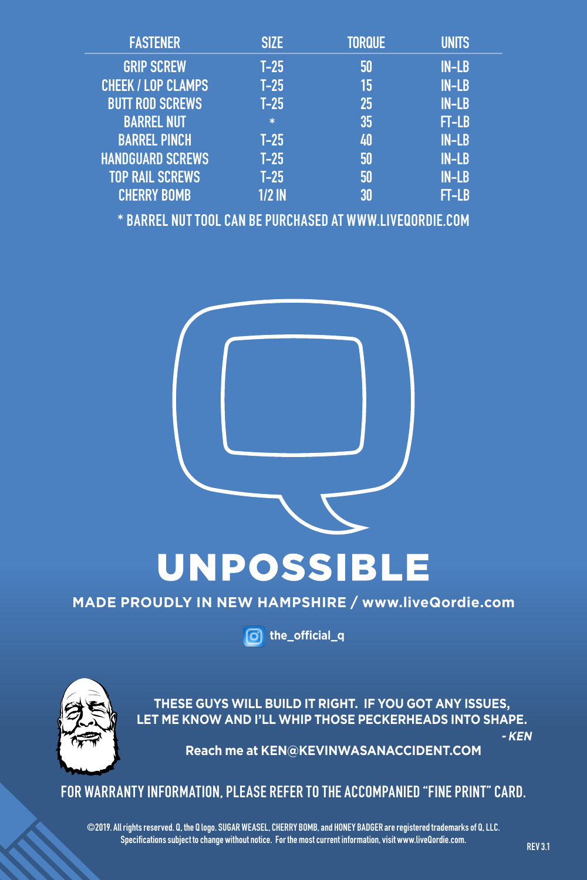| FASTENER | SIZE | TORQUE | UNITS |
|---|---|---|---|
| GRIP SCREW | T-25 | 50 | IN-LB |
| CHEEK / LOP CLAMPS | T-25 | 15 | IN-LB |
| BUTT ROD SCREWS | T-25 | 25 | IN-LB |
| BARREL NUT | * | 35 | FT-LB |
| BARREL PINCH | T-25 | 40 | IN-LB |
| HANDGUARD SCREWS | T-25 | 50 | IN-LB |
| TOP RAIL SCREWS | T-25 | 50 | IN-LB |
| CHERRY BOMB | 1/2 IN | 30 | FT-LB |

* BARREL NUT TOOL CAN BE PURCHASED AT WWW.LIVEQORDIE.COM

# UNPOSSIBLE

**MADE PROUDLY IN NEW HAMPSHIRE / www.liveQordie.com**

**the_official_q**

**THESE GUYS WILL BUILD IT RIGHT. IF YOU GOT ANY ISSUES, LET ME KNOW AND I'LL WHIP THOSE PECKERHEADS INTO SHAPE.**

***- KEN***

**Reach me at KEN@KEVINWASANACCIDENT.COM**

FOR WARRANTY INFORMATION, PLEASE REFER TO THE ACCOMPANIED "FINE PRINT" CARD.

©2019. All rights reserved. Q, the Q logo. SUGAR WEASEL, CHERRY BOMB, and HONEY BADGER are registered trademarks of Q, LLC. Specifications subject to change without notice. For the most current information, visit www.liveQordie.com.

REV 3.1